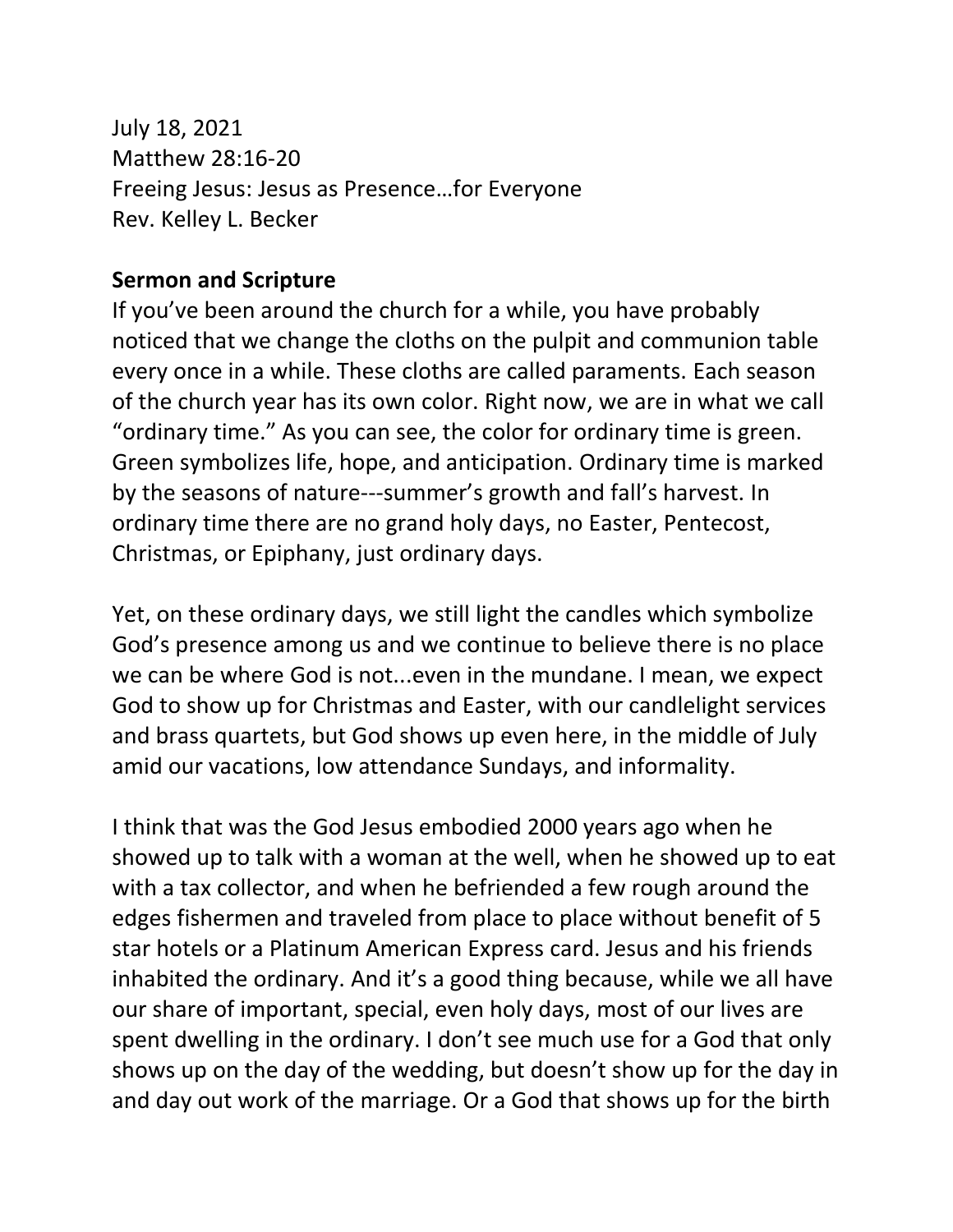July 18, 2021
Matthew 28:16-20
Freeing Jesus: Jesus as Presence…for Everyone
Rev. Kelley L. Becker

**Sermon and Scripture**

If you've been around the church for a while, you have probably noticed that we change the cloths on the pulpit and communion table every once in a while. These cloths are called paraments. Each season of the church year has its own color. Right now, we are in what we call "ordinary time." As you can see, the color for ordinary time is green. Green symbolizes life, hope, and anticipation. Ordinary time is marked by the seasons of nature---summer's growth and fall's harvest. In ordinary time there are no grand holy days, no Easter, Pentecost, Christmas, or Epiphany, just ordinary days.

Yet, on these ordinary days, we still light the candles which symbolize God's presence among us and we continue to believe there is no place we can be where God is not...even in the mundane. I mean, we expect God to show up for Christmas and Easter, with our candlelight services and brass quartets, but God shows up even here, in the middle of July amid our vacations, low attendance Sundays, and informality.

I think that was the God Jesus embodied 2000 years ago when he showed up to talk with a woman at the well, when he showed up to eat with a tax collector, and when he befriended a few rough around the edges fishermen and traveled from place to place without benefit of 5 star hotels or a Platinum American Express card. Jesus and his friends inhabited the ordinary. And it's a good thing because, while we all have our share of important, special, even holy days, most of our lives are spent dwelling in the ordinary. I don't see much use for a God that only shows up on the day of the wedding, but doesn't show up for the day in and day out work of the marriage. Or a God that shows up for the birth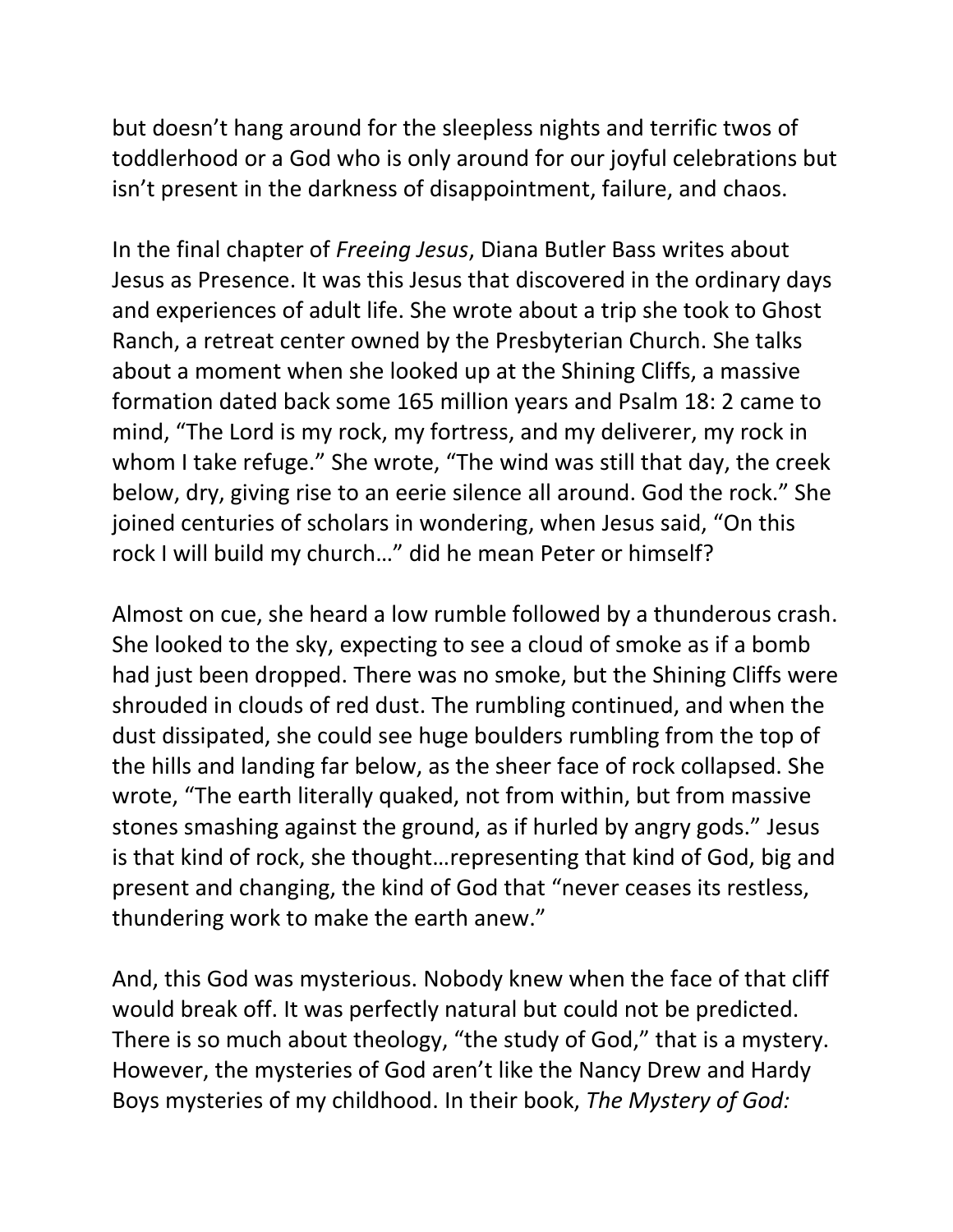but doesn't hang around for the sleepless nights and terrific twos of toddlerhood or a God who is only around for our joyful celebrations but isn't present in the darkness of disappointment, failure, and chaos.

In the final chapter of *Freeing Jesus*, Diana Butler Bass writes about Jesus as Presence. It was this Jesus that discovered in the ordinary days and experiences of adult life. She wrote about a trip she took to Ghost Ranch, a retreat center owned by the Presbyterian Church. She talks about a moment when she looked up at the Shining Cliffs, a massive formation dated back some 165 million years and Psalm 18: 2 came to mind, "The Lord is my rock, my fortress, and my deliverer, my rock in whom I take refuge." She wrote, "The wind was still that day, the creek below, dry, giving rise to an eerie silence all around. God the rock." She joined centuries of scholars in wondering, when Jesus said, "On this rock I will build my church…" did he mean Peter or himself?

Almost on cue, she heard a low rumble followed by a thunderous crash. She looked to the sky, expecting to see a cloud of smoke as if a bomb had just been dropped. There was no smoke, but the Shining Cliffs were shrouded in clouds of red dust. The rumbling continued, and when the dust dissipated, she could see huge boulders rumbling from the top of the hills and landing far below, as the sheer face of rock collapsed. She wrote, "The earth literally quaked, not from within, but from massive stones smashing against the ground, as if hurled by angry gods." Jesus is that kind of rock, she thought…representing that kind of God, big and present and changing, the kind of God that "never ceases its restless, thundering work to make the earth anew."

And, this God was mysterious. Nobody knew when the face of that cliff would break off. It was perfectly natural but could not be predicted. There is so much about theology, "the study of God," that is a mystery. However, the mysteries of God aren't like the Nancy Drew and Hardy Boys mysteries of my childhood. In their book, *The Mystery of God:*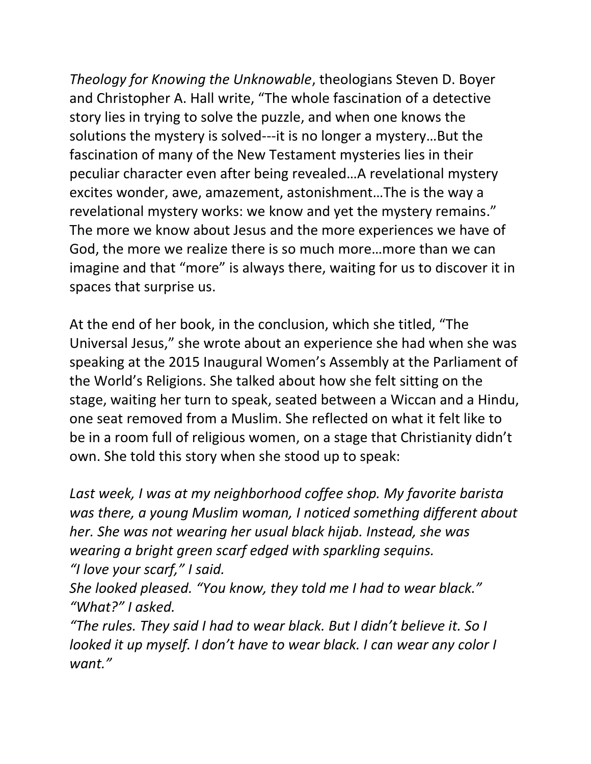*Theology for Knowing the Unknowable*, theologians Steven D. Boyer and Christopher A. Hall write, “The whole fascination of a detective story lies in trying to solve the puzzle, and when one knows the solutions the mystery is solved---it is no longer a mystery…But the fascination of many of the New Testament mysteries lies in their peculiar character even after being revealed…A revelational mystery excites wonder, awe, amazement, astonishment…The is the way a revelational mystery works: we know and yet the mystery remains.” The more we know about Jesus and the more experiences we have of God, the more we realize there is so much more…more than we can imagine and that “more” is always there, waiting for us to discover it in spaces that surprise us.

At the end of her book, in the conclusion, which she titled, “The Universal Jesus,” she wrote about an experience she had when she was speaking at the 2015 Inaugural Women’s Assembly at the Parliament of the World’s Religions. She talked about how she felt sitting on the stage, waiting her turn to speak, seated between a Wiccan and a Hindu, one seat removed from a Muslim. She reflected on what it felt like to be in a room full of religious women, on a stage that Christianity didn’t own. She told this story when she stood up to speak:

*Last week, I was at my neighborhood coffee shop. My favorite barista was there, a young Muslim woman, I noticed something different about her. She was not wearing her usual black hijab. Instead, she was wearing a bright green scarf edged with sparkling sequins.*
*“I love your scarf,” I said.*
*She looked pleased. “You know, they told me I had to wear black.”*
*“What?” I asked.*
*“The rules. They said I had to wear black. But I didn’t believe it. So I looked it up myself. I don’t have to wear black. I can wear any color I want.”*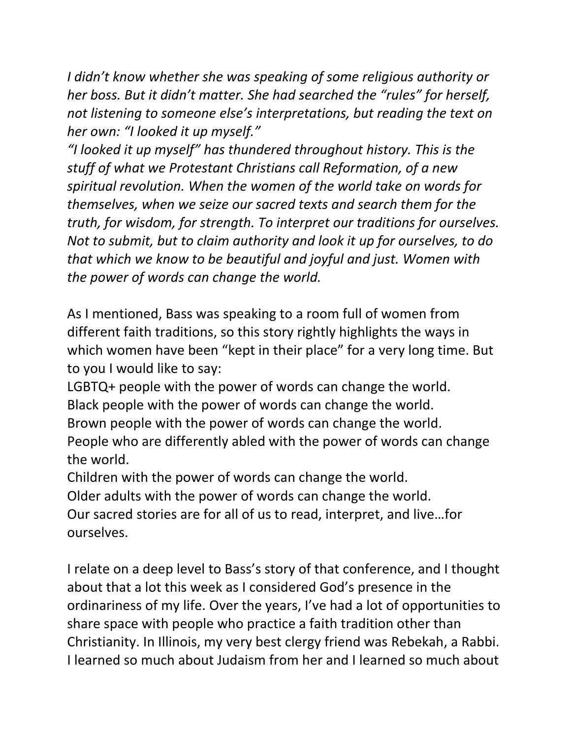*I didn't know whether she was speaking of some religious authority or her boss. But it didn't matter. She had searched the "rules" for herself, not listening to someone else's interpretations, but reading the text on her own: "I looked it up myself."*

*"I looked it up myself" has thundered throughout history. This is the stuff of what we Protestant Christians call Reformation, of a new spiritual revolution. When the women of the world take on words for themselves, when we seize our sacred texts and search them for the truth, for wisdom, for strength. To interpret our traditions for ourselves. Not to submit, but to claim authority and look it up for ourselves, to do that which we know to be beautiful and joyful and just. Women with the power of words can change the world.*

As I mentioned, Bass was speaking to a room full of women from different faith traditions, so this story rightly highlights the ways in which women have been "kept in their place" for a very long time. But to you I would like to say:

LGBTQ+ people with the power of words can change the world.
Black people with the power of words can change the world.
Brown people with the power of words can change the world.
People who are differently abled with the power of words can change the world.
Children with the power of words can change the world.
Older adults with the power of words can change the world.
Our sacred stories are for all of us to read, interpret, and live…for ourselves.

I relate on a deep level to Bass's story of that conference, and I thought about that a lot this week as I considered God's presence in the ordinariness of my life. Over the years, I've had a lot of opportunities to share space with people who practice a faith tradition other than Christianity. In Illinois, my very best clergy friend was Rebekah, a Rabbi. I learned so much about Judaism from her and I learned so much about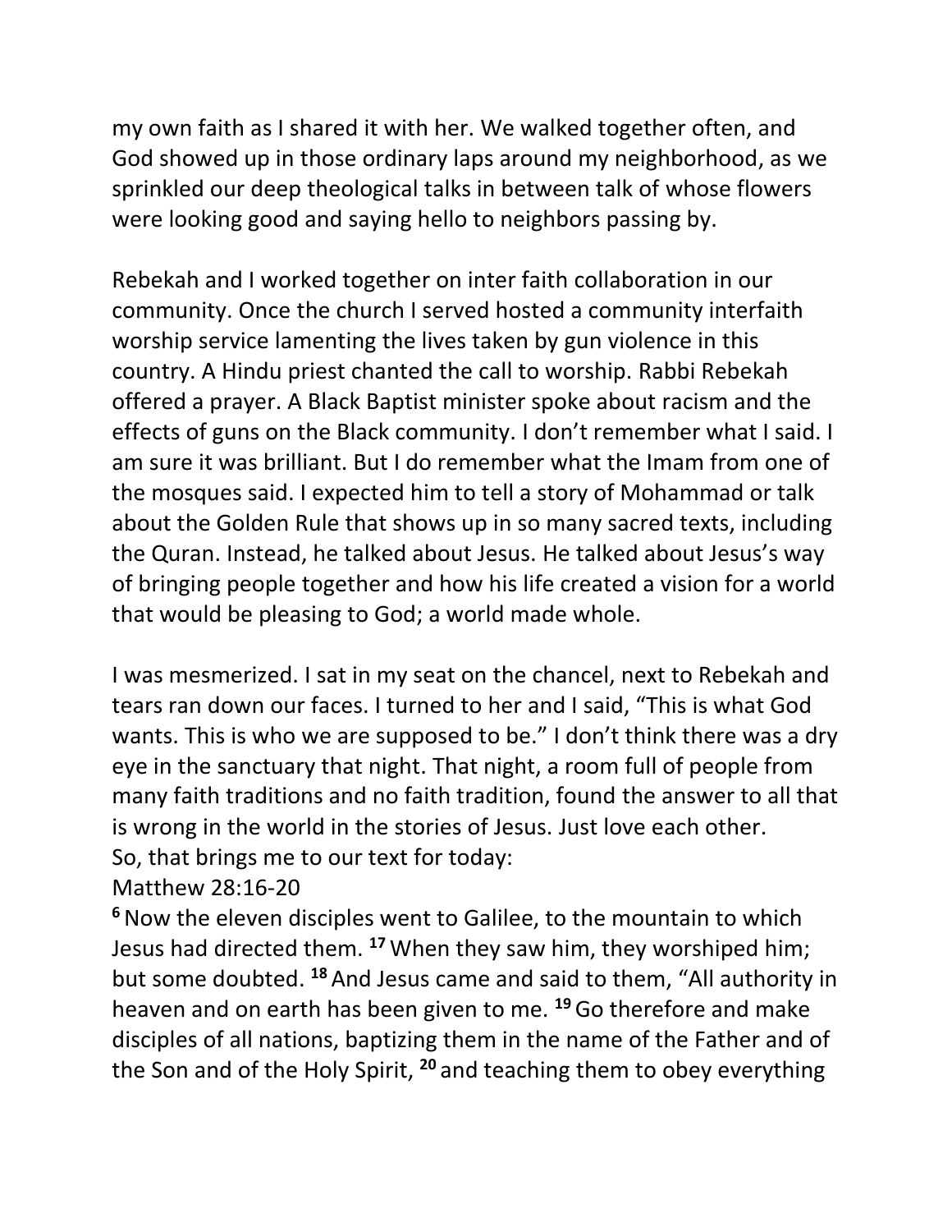my own faith as I shared it with her. We walked together often, and God showed up in those ordinary laps around my neighborhood, as we sprinkled our deep theological talks in between talk of whose flowers were looking good and saying hello to neighbors passing by.

Rebekah and I worked together on inter faith collaboration in our community. Once the church I served hosted a community interfaith worship service lamenting the lives taken by gun violence in this country. A Hindu priest chanted the call to worship. Rabbi Rebekah offered a prayer. A Black Baptist minister spoke about racism and the effects of guns on the Black community. I don't remember what I said. I am sure it was brilliant. But I do remember what the Imam from one of the mosques said. I expected him to tell a story of Mohammad or talk about the Golden Rule that shows up in so many sacred texts, including the Quran. Instead, he talked about Jesus. He talked about Jesus's way of bringing people together and how his life created a vision for a world that would be pleasing to God; a world made whole.

I was mesmerized. I sat in my seat on the chancel, next to Rebekah and tears ran down our faces. I turned to her and I said, "This is what God wants. This is who we are supposed to be." I don't think there was a dry eye in the sanctuary that night. That night, a room full of people from many faith traditions and no faith tradition, found the answer to all that is wrong in the world in the stories of Jesus. Just love each other.
So, that brings me to our text for today:
Matthew 28:16-20
[6] Now the eleven disciples went to Galilee, to the mountain to which Jesus had directed them. [17] When they saw him, they worshiped him; but some doubted. [18] And Jesus came and said to them, "All authority in heaven and on earth has been given to me. [19] Go therefore and make disciples of all nations, baptizing them in the name of the Father and of the Son and of the Holy Spirit, [20] and teaching them to obey everything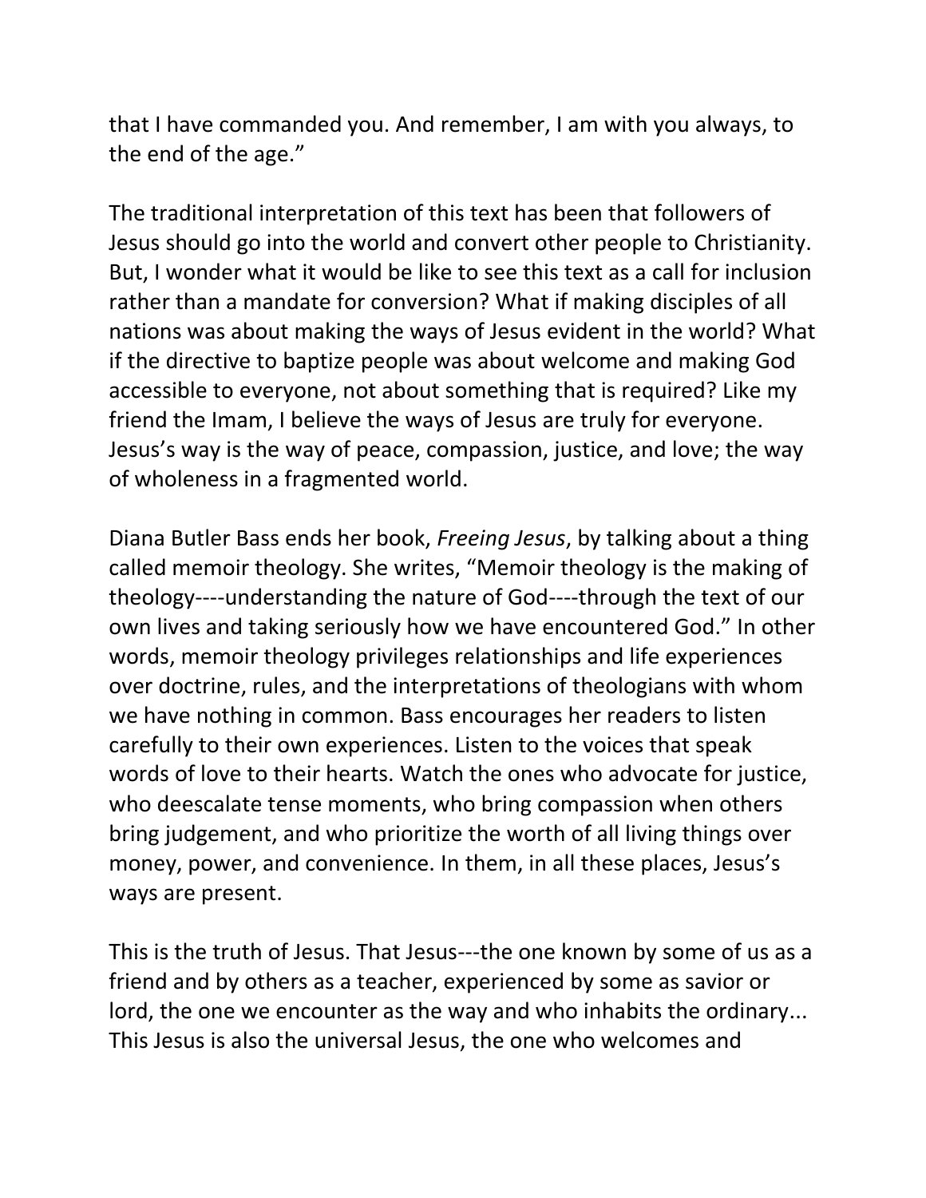that I have commanded you. And remember, I am with you always, to the end of the age."

The traditional interpretation of this text has been that followers of Jesus should go into the world and convert other people to Christianity. But, I wonder what it would be like to see this text as a call for inclusion rather than a mandate for conversion? What if making disciples of all nations was about making the ways of Jesus evident in the world? What if the directive to baptize people was about welcome and making God accessible to everyone, not about something that is required? Like my friend the Imam, I believe the ways of Jesus are truly for everyone. Jesus's way is the way of peace, compassion, justice, and love; the way of wholeness in a fragmented world.

Diana Butler Bass ends her book, *Freeing Jesus*, by talking about a thing called memoir theology. She writes, "Memoir theology is the making of theology----understanding the nature of God----through the text of our own lives and taking seriously how we have encountered God." In other words, memoir theology privileges relationships and life experiences over doctrine, rules, and the interpretations of theologians with whom we have nothing in common. Bass encourages her readers to listen carefully to their own experiences. Listen to the voices that speak words of love to their hearts. Watch the ones who advocate for justice, who deescalate tense moments, who bring compassion when others bring judgement, and who prioritize the worth of all living things over money, power, and convenience. In them, in all these places, Jesus's ways are present.

This is the truth of Jesus. That Jesus---the one known by some of us as a friend and by others as a teacher, experienced by some as savior or lord, the one we encounter as the way and who inhabits the ordinary... This Jesus is also the universal Jesus, the one who welcomes and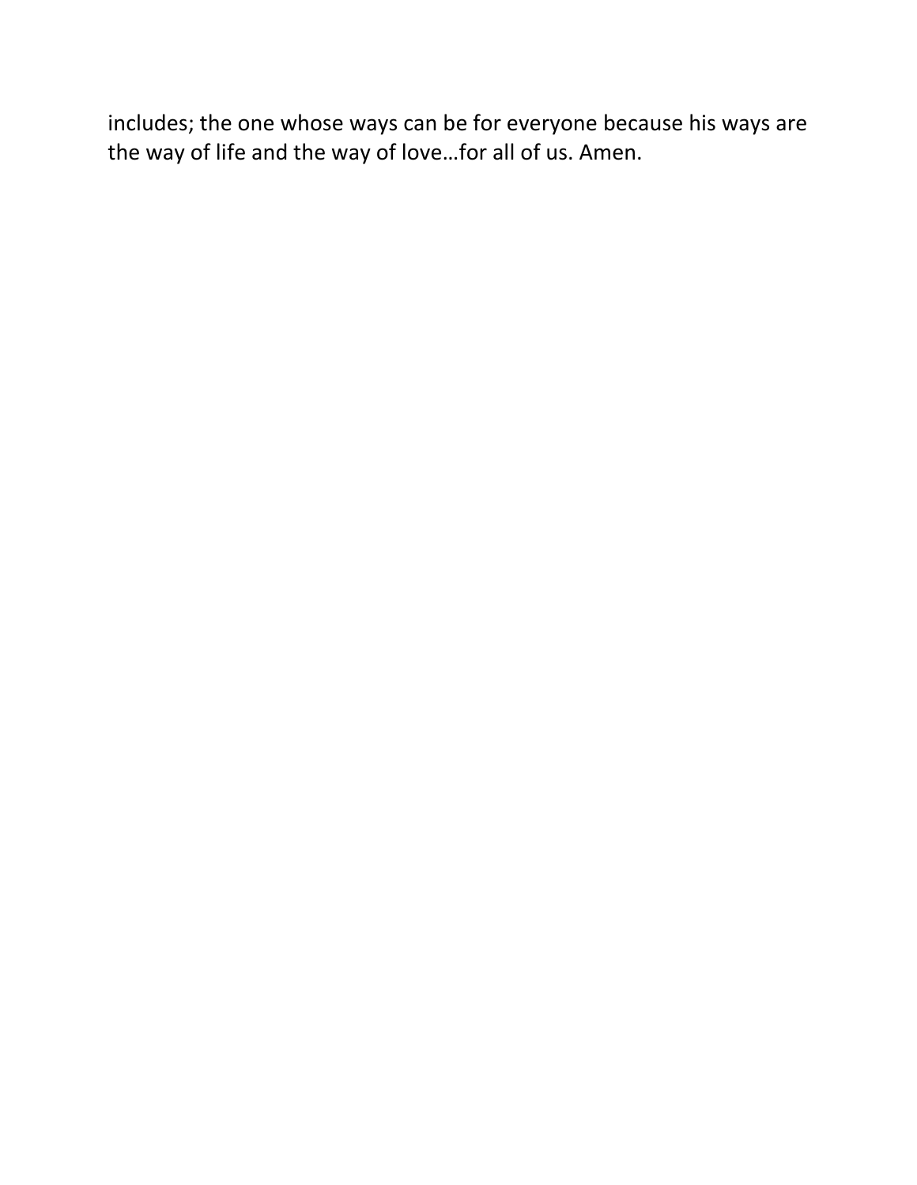includes; the one whose ways can be for everyone because his ways are the way of life and the way of love…for all of us. Amen.